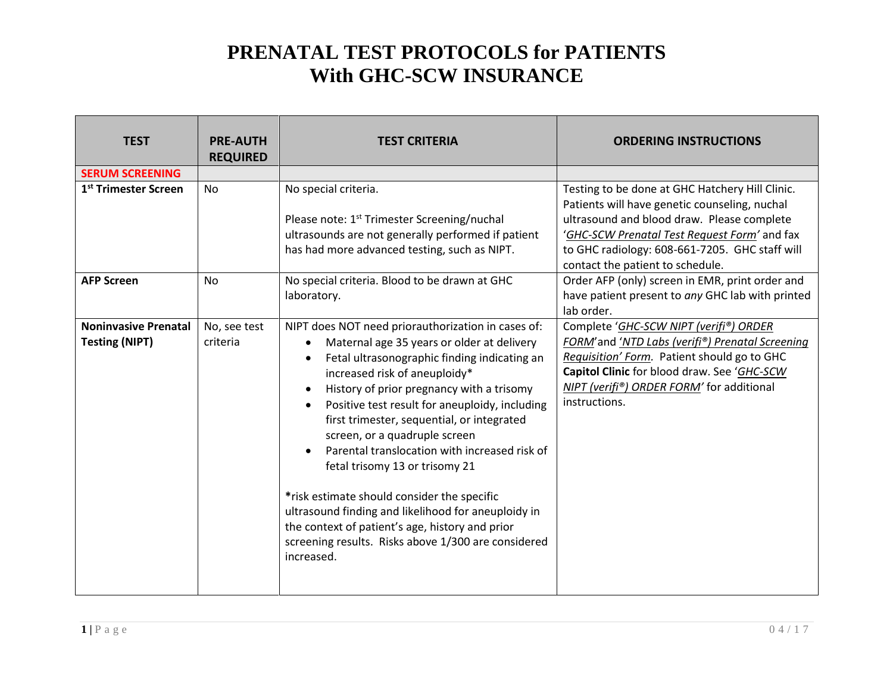# PRENATAL TEST PROTOCOLS for PATIENTS With GHC-SCW INSURANCE

| TEST | PRE-AUTH REQUIRED | TEST CRITERIA | ORDERING INSTRUCTIONS |
|---|---|---|---|
| **SERUM SCREENING** | | | |
| **1st Trimester Screen** | No | No special criteria.<br><br>Please note: 1st Trimester Screening/nuchal ultrasounds are not generally performed if patient has had more advanced testing, such as NIPT. | Testing to be done at GHC Hatchery Hill Clinic. Patients will have genetic counseling, nuchal ultrasound and blood draw. Please complete '*GHC-SCW Prenatal Test Request Form*' and fax to GHC radiology: 608-661-7205. GHC staff will contact the patient to schedule. |
| **AFP Screen** | No | No special criteria. Blood to be drawn at GHC laboratory. | Order AFP (only) screen in EMR, print order and have patient present to *any* GHC lab with printed lab order. |
| **Noninvasive Prenatal Testing (NIPT)** | No, see test criteria | NIPT does NOT need priorauthorization in cases of:<br>• Maternal age 35 years or older at delivery<br>• Fetal ultrasonographic finding indicating an increased risk of aneuploidy*<br>• History of prior pregnancy with a trisomy<br>• Positive test result for aneuploidy, including first trimester, sequential, or integrated screen, or a quadruple screen<br>• Parental translocation with increased risk of fetal trisomy 13 or trisomy 21<br><br>***risk estimate should consider the specific ultrasound finding and likelihood for aneuploidy in the context of patient's age, history and prior screening results. Risks above 1/300 are considered increased. | Complete '*GHC-SCW NIPT (verifi®) ORDER FORM*' and '*NTD Labs (verifi®) Prenatal Screening Requisition' Form*. Patient should go to GHC **Capitol Clinic** for blood draw. See '*GHC-SCW NIPT (verifi®) ORDER FORM*' for additional instructions. |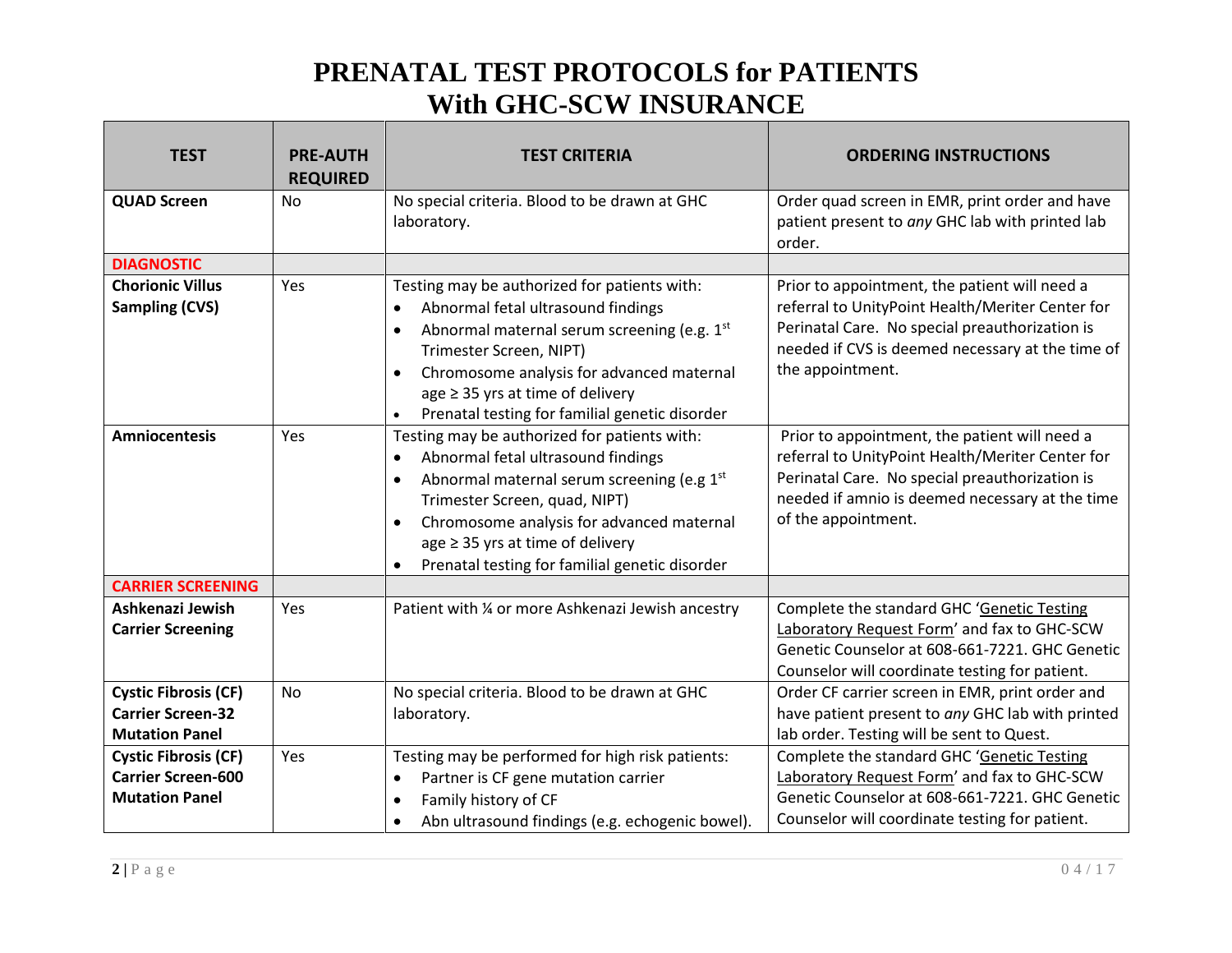# PRENATAL TEST PROTOCOLS for PATIENTS With GHC-SCW INSURANCE

| TEST | PRE-AUTH REQUIRED | TEST CRITERIA | ORDERING INSTRUCTIONS |
|---|---|---|---|
| **QUAD Screen** | No | No special criteria. Blood to be drawn at GHC laboratory. | Order quad screen in EMR, print order and have patient present to *any* GHC lab with printed lab order. |
| **DIAGNOSTIC** | | | |
| **Chorionic Villus Sampling (CVS)** | Yes | Testing may be authorized for patients with:<br>• Abnormal fetal ultrasound findings<br>• Abnormal maternal serum screening (e.g. 1st Trimester Screen, NIPT)<br>• Chromosome analysis for advanced maternal age ≥ 35 yrs at time of delivery<br>• Prenatal testing for familial genetic disorder | Prior to appointment, the patient will need a referral to UnityPoint Health/Meriter Center for Perinatal Care. No special preauthorization is needed if CVS is deemed necessary at the time of the appointment. |
| **Amniocentesis** | Yes | Testing may be authorized for patients with:<br>• Abnormal fetal ultrasound findings<br>• Abnormal maternal serum screening (e.g 1st Trimester Screen, quad, NIPT)<br>• Chromosome analysis for advanced maternal age ≥ 35 yrs at time of delivery<br>• Prenatal testing for familial genetic disorder | Prior to appointment, the patient will need a referral to UnityPoint Health/Meriter Center for Perinatal Care. No special preauthorization is needed if amnio is deemed necessary at the time of the appointment. |
| **CARRIER SCREENING** | | | |
| **Ashkenazi Jewish Carrier Screening** | Yes | Patient with ¼ or more Ashkenazi Jewish ancestry | Complete the standard GHC 'Genetic Testing Laboratory Request Form' and fax to GHC-SCW Genetic Counselor at 608-661-7221. GHC Genetic Counselor will coordinate testing for patient. |
| **Cystic Fibrosis (CF) Carrier Screen-32 Mutation Panel** | No | No special criteria. Blood to be drawn at GHC laboratory. | Order CF carrier screen in EMR, print order and have patient present to *any* GHC lab with printed lab order. Testing will be sent to Quest. |
| **Cystic Fibrosis (CF) Carrier Screen-600 Mutation Panel** | Yes | Testing may be performed for high risk patients:<br>• Partner is CF gene mutation carrier<br>• Family history of CF<br>• Abn ultrasound findings (e.g. echogenic bowel). | Complete the standard GHC 'Genetic Testing Laboratory Request Form' and fax to GHC-SCW Genetic Counselor at 608-661-7221. GHC Genetic Counselor will coordinate testing for patient. |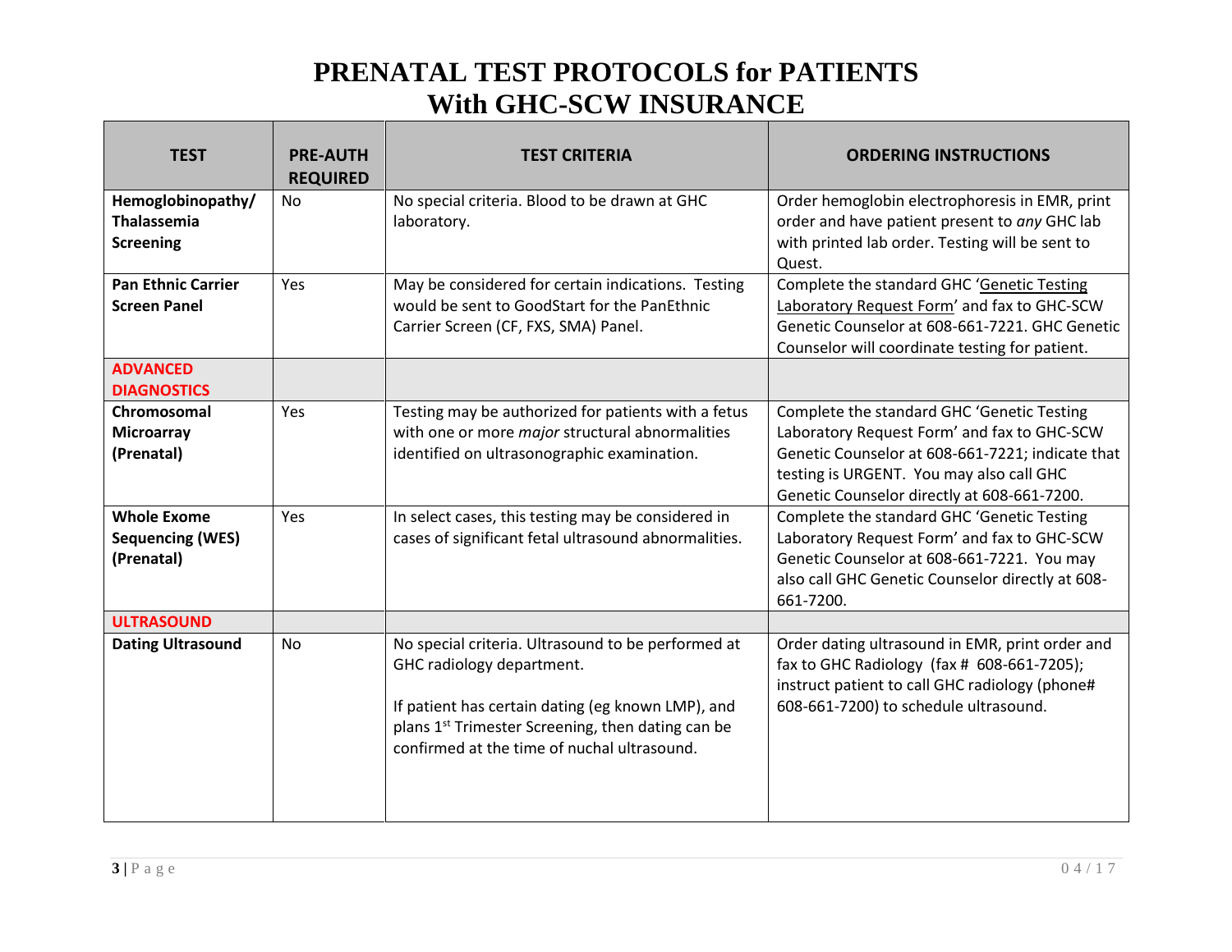# PRENATAL TEST PROTOCOLS for PATIENTS With GHC-SCW INSURANCE

| TEST | PRE-AUTH REQUIRED | TEST CRITERIA | ORDERING INSTRUCTIONS |
|---|---|---|---|
| **Hemoglobinopathy/ Thalassemia Screening** | No | No special criteria. Blood to be drawn at GHC laboratory. | Order hemoglobin electrophoresis in EMR, print order and have patient present to *any* GHC lab with printed lab order. Testing will be sent to Quest. |
| **Pan Ethnic Carrier Screen Panel** | Yes | May be considered for certain indications. Testing would be sent to GoodStart for the PanEthnic Carrier Screen (CF, FXS, SMA) Panel. | Complete the standard GHC 'Genetic Testing Laboratory Request Form' and fax to GHC-SCW Genetic Counselor at 608-661-7221. GHC Genetic Counselor will coordinate testing for patient. |
| **ADVANCED DIAGNOSTICS** | | | |
| **Chromosomal Microarray (Prenatal)** | Yes | Testing may be authorized for patients with a fetus with one or more *major* structural abnormalities identified on ultrasonographic examination. | Complete the standard GHC 'Genetic Testing Laboratory Request Form' and fax to GHC-SCW Genetic Counselor at 608-661-7221; indicate that testing is URGENT. You may also call GHC Genetic Counselor directly at 608-661-7200. |
| **Whole Exome Sequencing (WES) (Prenatal)** | Yes | In select cases, this testing may be considered in cases of significant fetal ultrasound abnormalities. | Complete the standard GHC 'Genetic Testing Laboratory Request Form' and fax to GHC-SCW Genetic Counselor at 608-661-7221. You may also call GHC Genetic Counselor directly at 608-661-7200. |
| **ULTRASOUND** | | | |
| **Dating Ultrasound** | No | No special criteria. Ultrasound to be performed at GHC radiology department.<br><br>If patient has certain dating (eg known LMP), and plans 1st Trimester Screening, then dating can be confirmed at the time of nuchal ultrasound. | Order dating ultrasound in EMR, print order and fax to GHC Radiology (fax # 608-661-7205); instruct patient to call GHC radiology (phone# 608-661-7200) to schedule ultrasound. |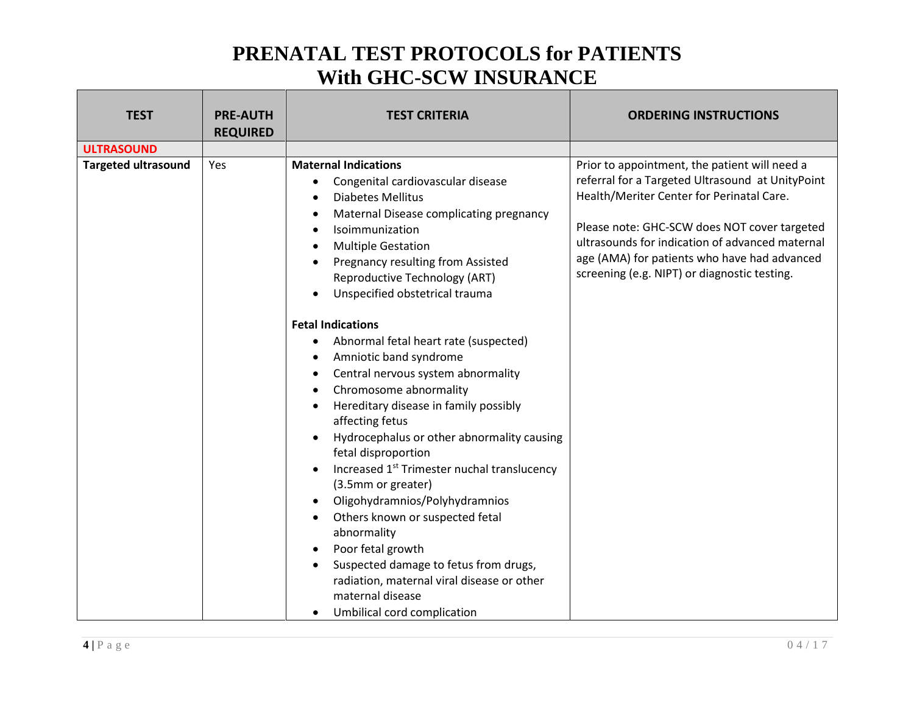# PRENATAL TEST PROTOCOLS for PATIENTS With GHC-SCW INSURANCE

| TEST | PRE-AUTH REQUIRED | TEST CRITERIA | ORDERING INSTRUCTIONS |
|---|---|---|---|
| **ULTRASOUND** | | | |
| **Targeted ultrasound** | Yes | **Maternal Indications**<br>• Congenital cardiovascular disease<br>• Diabetes Mellitus<br>• Maternal Disease complicating pregnancy<br>• Isoimmunization<br>• Multiple Gestation<br>• Pregnancy resulting from Assisted Reproductive Technology (ART)<br>• Unspecified obstetrical trauma<br><br>**Fetal Indications**<br>• Abnormal fetal heart rate (suspected)<br>• Amniotic band syndrome<br>• Central nervous system abnormality<br>• Chromosome abnormality<br>• Hereditary disease in family possibly affecting fetus<br>• Hydrocephalus or other abnormality causing fetal disproportion<br>• Increased 1st Trimester nuchal translucency (3.5mm or greater)<br>• Oligohydramnios/Polyhydramnios<br>• Others known or suspected fetal abnormality<br>• Poor fetal growth<br>• Suspected damage to fetus from drugs, radiation, maternal viral disease or other maternal disease<br>• Umbilical cord complication | Prior to appointment, the patient will need a referral for a Targeted Ultrasound at UnityPoint Health/Meriter Center for Perinatal Care.<br><br>Please note: GHC-SCW does NOT cover targeted ultrasounds for indication of advanced maternal age (AMA) for patients who have had advanced screening (e.g. NIPT) or diagnostic testing. |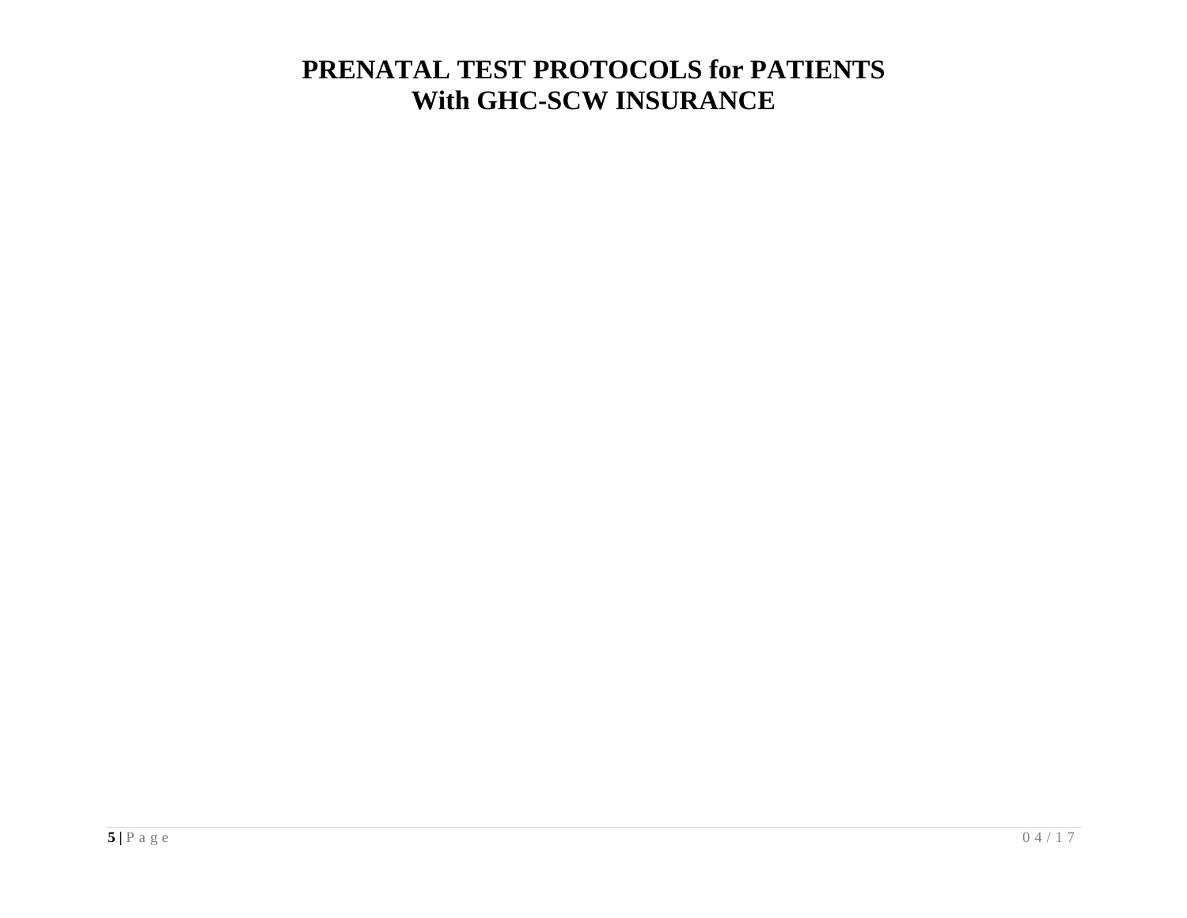# PRENATAL TEST PROTOCOLS for PATIENTS With GHC-SCW INSURANCE